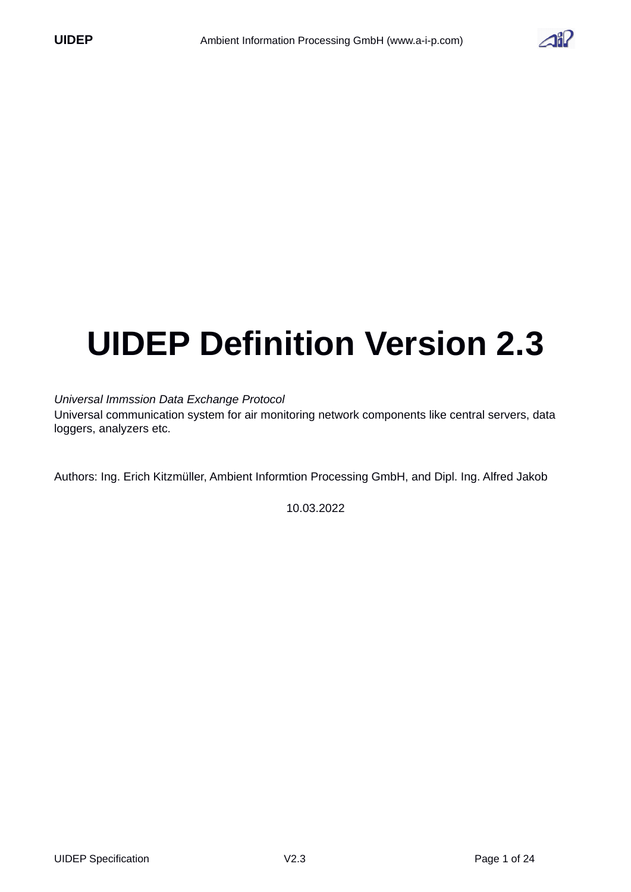# UIDEP Definition Version 2.3

*Universal Immssion Data Exchange Protocol*

Universal communication system for air monitoring network components like central servers, data loggers, analyzers etc.

Authors: Ing. Erich Kitzmüller, Ambient Informtion Processing GmbH, and Dipl. Ing. Alfred Jakob

10.03.2022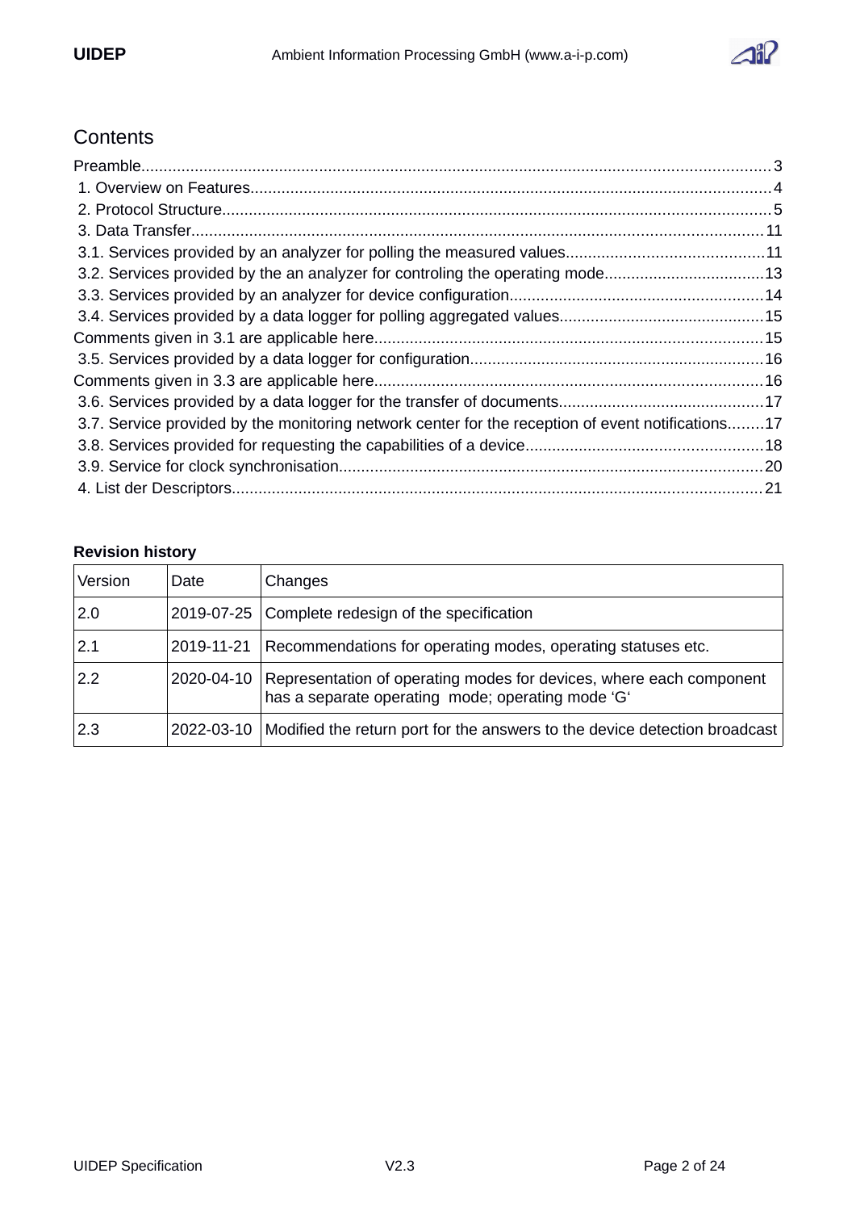## Contents

Preamble.....3
1. Overview on Features.....4
2. Protocol Structure.....5
3. Data Transfer.....11
3.1. Services provided by an analyzer for polling the measured values.....11
3.2. Services provided by the an analyzer for controling the operating mode.....13
3.3. Services provided by an analyzer for device configuration.....14
3.4. Services provided by a data logger for polling aggregated values.....15
Comments given in 3.1 are applicable here.....15
3.5. Services provided by a data logger for configuration.....16
Comments given in 3.3 are applicable here.....16
3.6. Services provided by a data logger for the transfer of documents.....17
3.7. Service provided by the monitoring network center for the reception of event notifications.....17
3.8. Services provided for requesting the capabilities of a device.....18
3.9. Service for clock synchronisation.....20
4. List der Descriptors.....21

**Revision history**

| Version | Date | Changes |
|---|---|---|
| 2.0 | 2019-07-25 | Complete redesign of the specification |
| 2.1 | 2019-11-21 | Recommendations for operating modes, operating statuses etc. |
| 2.2 | 2020-04-10 | Representation of operating modes for devices, where each component has a separate operating mode; operating mode ‘G‘ |
| 2.3 | 2022-03-10 | Modified the return port for the answers to the device detection broadcast |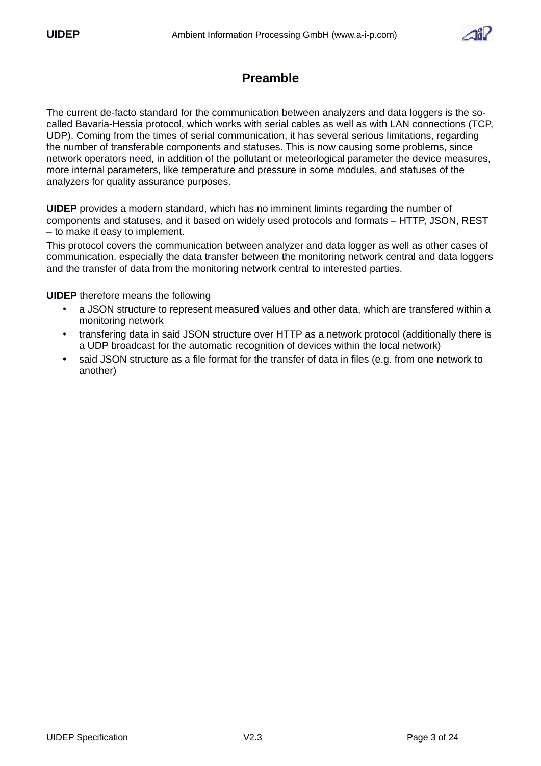# Preamble

The current de-facto standard for the communication between analyzers and data loggers is the so-called Bavaria-Hessia protocol, which works with serial cables as well as with LAN connections (TCP, UDP). Coming from the times of serial communication, it has several serious limitations, regarding the number of transferable components and statuses. This is now causing some problems, since network operators need, in addition of the pollutant or meteorlogical parameter the device measures, more internal parameters, like temperature and pressure in some modules, and statuses of the analyzers for quality assurance purposes.

**UIDEP** provides a modern standard, which has no imminent limints regarding the number of components and statuses, and it based on widely used protocols and formats – HTTP, JSON, REST – to make it easy to implement.

This protocol covers the communication between analyzer and data logger as well as other cases of communication, especially the data transfer between the monitoring network central and data loggers and the transfer of data from the monitoring network central to interested parties.

**UIDEP** therefore means the following

- a JSON structure to represent measured values and other data, which are transfered within a monitoring network
- transfering data in said JSON structure over HTTP as a network protocol (additionally there is a UDP broadcast for the automatic recognition of devices within the local network)
- said JSON structure as a file format for the transfer of data in files (e.g. from one network to another)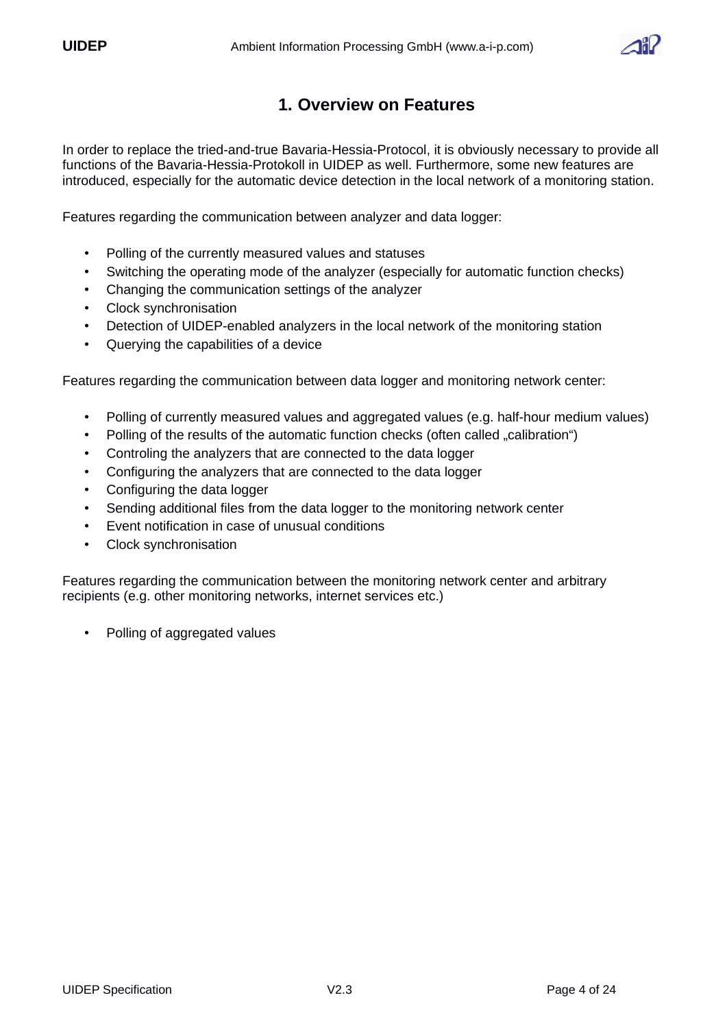# 1. Overview on Features

In order to replace the tried-and-true Bavaria-Hessia-Protocol, it is obviously necessary to provide all functions of the Bavaria-Hessia-Protokoll in UIDEP as well. Furthermore, some new features are introduced, especially for the automatic device detection in the local network of a monitoring station.

Features regarding the communication between analyzer and data logger:

- Polling of the currently measured values and statuses
- Switching the operating mode of the analyzer (especially for automatic function checks)
- Changing the communication settings of the analyzer
- Clock synchronisation
- Detection of UIDEP-enabled analyzers in the local network of the monitoring station
- Querying the capabilities of a device

Features regarding the communication between data logger and monitoring network center:

- Polling of currently measured values and aggregated values (e.g. half-hour medium values)
- Polling of the results of the automatic function checks (often called „calibration")
- Controling the analyzers that are connected to the data logger
- Configuring the analyzers that are connected to the data logger
- Configuring the data logger
- Sending additional files from the data logger to the monitoring network center
- Event notification in case of unusual conditions
- Clock synchronisation

Features regarding the communication between the monitoring network center and arbitrary recipients (e.g. other monitoring networks, internet services etc.)

- Polling of aggregated values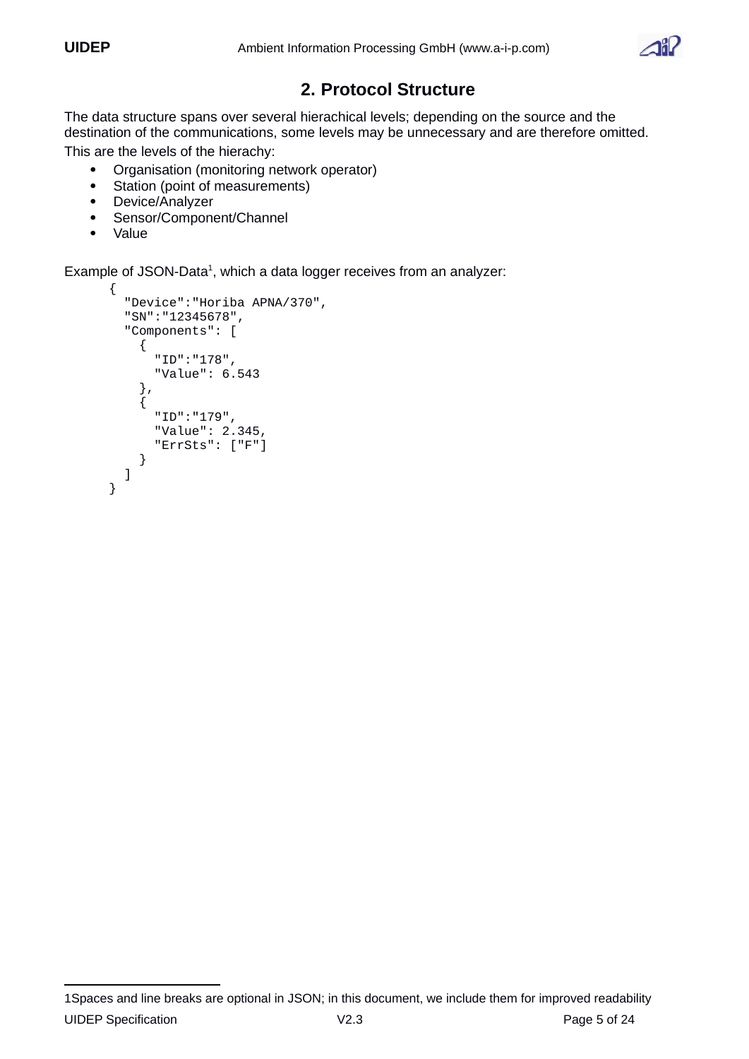## 2. Protocol Structure

The data structure spans over several hierachical levels; depending on the source and the destination of the communications, some levels may be unnecessary and are therefore omitted.

This are the levels of the hierachy:

- Organisation (monitoring network operator)
- Station (point of measurements)
- Device/Analyzer
- Sensor/Component/Channel
- Value

Example of JSON-Data[1], which a data logger receives from an analyzer:

```
{
  "Device":"Horiba APNA/370",
  "SN":"12345678",
  "Components": [
    {
      "ID":"178",
      "Value": 6.543
    },
    {
      "ID":"179",
      "Value": 2.345,
      "ErrSts": ["F"]
    }
  ]
}
```

1Spaces and line breaks are optional in JSON; in this document, we include them for improved readability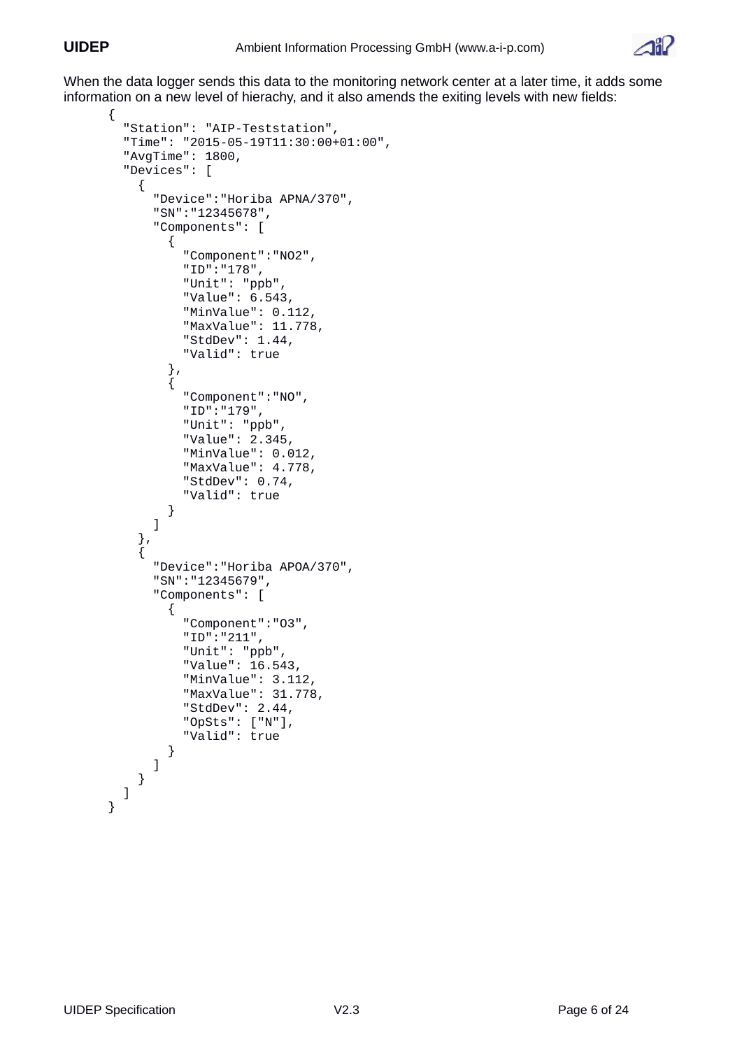When the data logger sends this data to the monitoring network center at a later time, it adds some information on a new level of hierachy, and it also amends the exiting levels with new fields:

```
{
  "Station": "AIP-Teststation",
  "Time": "2015-05-19T11:30:00+01:00",
  "AvgTime": 1800,
  "Devices": [
    {
      "Device":"Horiba APNA/370",
      "SN":"12345678",
      "Components": [
        {
          "Component":"NO2",
          "ID":"178",
          "Unit": "ppb",
          "Value": 6.543,
          "MinValue": 0.112,
          "MaxValue": 11.778,
          "StdDev": 1.44,
          "Valid": true
        },
        {
          "Component":"NO",
          "ID":"179",
          "Unit": "ppb",
          "Value": 2.345,
          "MinValue": 0.012,
          "MaxValue": 4.778,
          "StdDev": 0.74,
          "Valid": true
        }
      ]
    },
    {
      "Device":"Horiba APOA/370",
      "SN":"12345679",
      "Components": [
        {
          "Component":"O3",
          "ID":"211",
          "Unit": "ppb",
          "Value": 16.543,
          "MinValue": 3.112,
          "MaxValue": 31.778,
          "StdDev": 2.44,
          "OpSts": ["N"],
          "Valid": true
        }
      ]
    }
  ]
}
```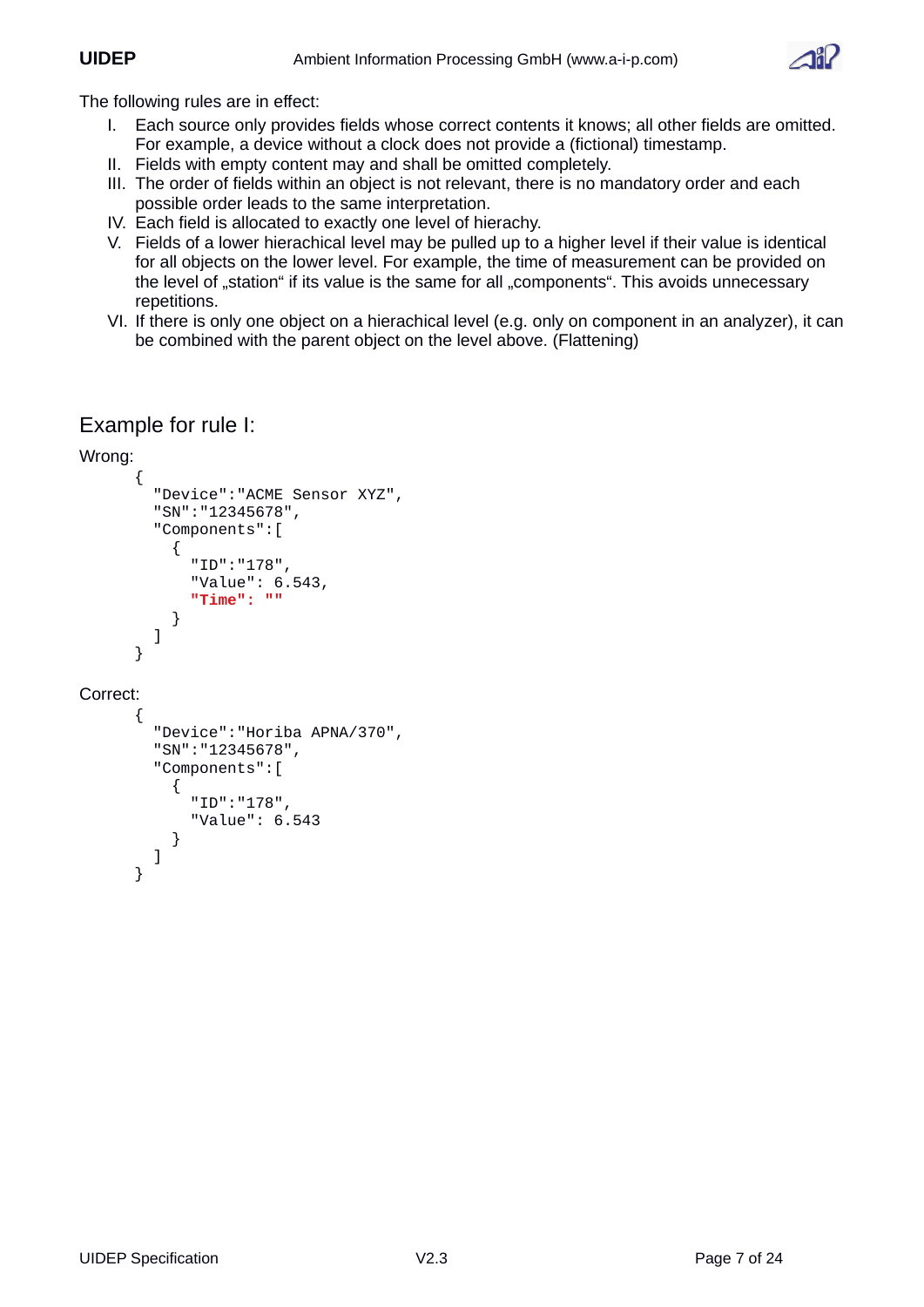The following rules are in effect:

I. Each source only provides fields whose correct contents it knows; all other fields are omitted. For example, a device without a clock does not provide a (fictional) timestamp.
II. Fields with empty content may and shall be omitted completely.
III. The order of fields within an object is not relevant, there is no mandatory order and each possible order leads to the same interpretation.
IV. Each field is allocated to exactly one level of hierachy.
V. Fields of a lower hierachical level may be pulled up to a higher level if their value is identical for all objects on the lower level. For example, the time of measurement can be provided on the level of „station“ if its value is the same for all „components“. This avoids unnecessary repetitions.
VI. If there is only one object on a hierachical level (e.g. only on component in an analyzer), it can be combined with the parent object on the level above. (Flattening)

## Example for rule I:

Wrong:

```
{
  "Device":"ACME Sensor XYZ",
  "SN":"12345678",
  "Components":[
    {
      "ID":"178",
      "Value": 6.543,
      "Time": ""
    }
  ]
}
```

Correct:

```
{
  "Device":"Horiba APNA/370",
  "SN":"12345678",
  "Components":[
    {
      "ID":"178",
      "Value": 6.543
    }
  ]
}
```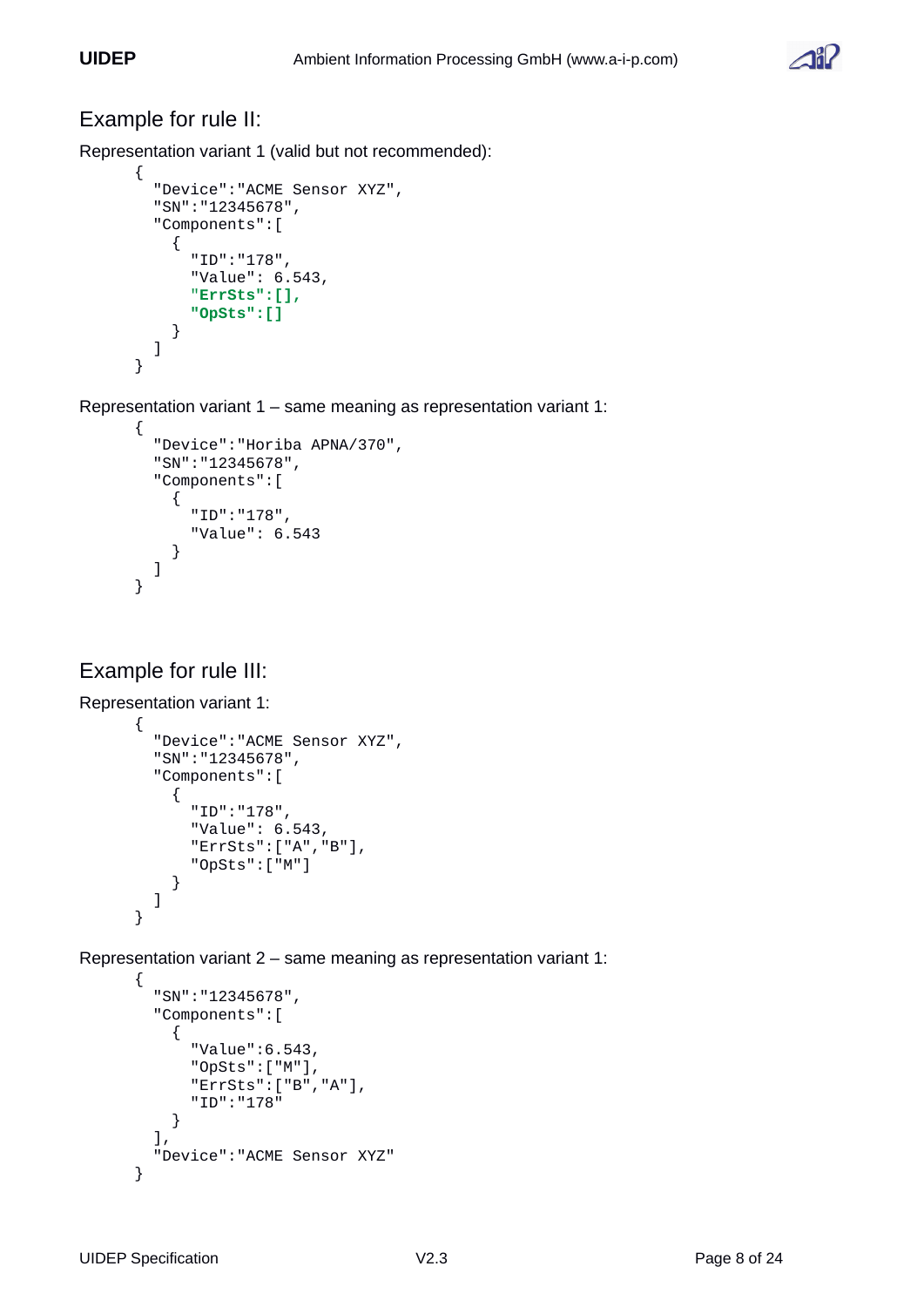## Example for rule II:

Representation variant 1 (valid but not recommended):

```
{
  "Device":"ACME Sensor XYZ",
  "SN":"12345678",
  "Components":[
    {
      "ID":"178",
      "Value": 6.543,
      "ErrSts":[],
      "OpSts":[]
    }
  ]
}
```

Representation variant 1 – same meaning as representation variant 1:

```
{
  "Device":"Horiba APNA/370",
  "SN":"12345678",
  "Components":[
    {
      "ID":"178",
      "Value": 6.543
    }
  ]
}
```

## Example for rule III:

Representation variant 1:

```
{
  "Device":"ACME Sensor XYZ",
  "SN":"12345678",
  "Components":[
    {
      "ID":"178",
      "Value": 6.543,
      "ErrSts":["A","B"],
      "OpSts":["M"]
    }
  ]
}
```

Representation variant 2 – same meaning as representation variant 1:

```
{
  "SN":"12345678",
  "Components":[
    {
      "Value":6.543,
      "OpSts":["M"],
      "ErrSts":["B","A"],
      "ID":"178"
    }
  ],
  "Device":"ACME Sensor XYZ"
}
```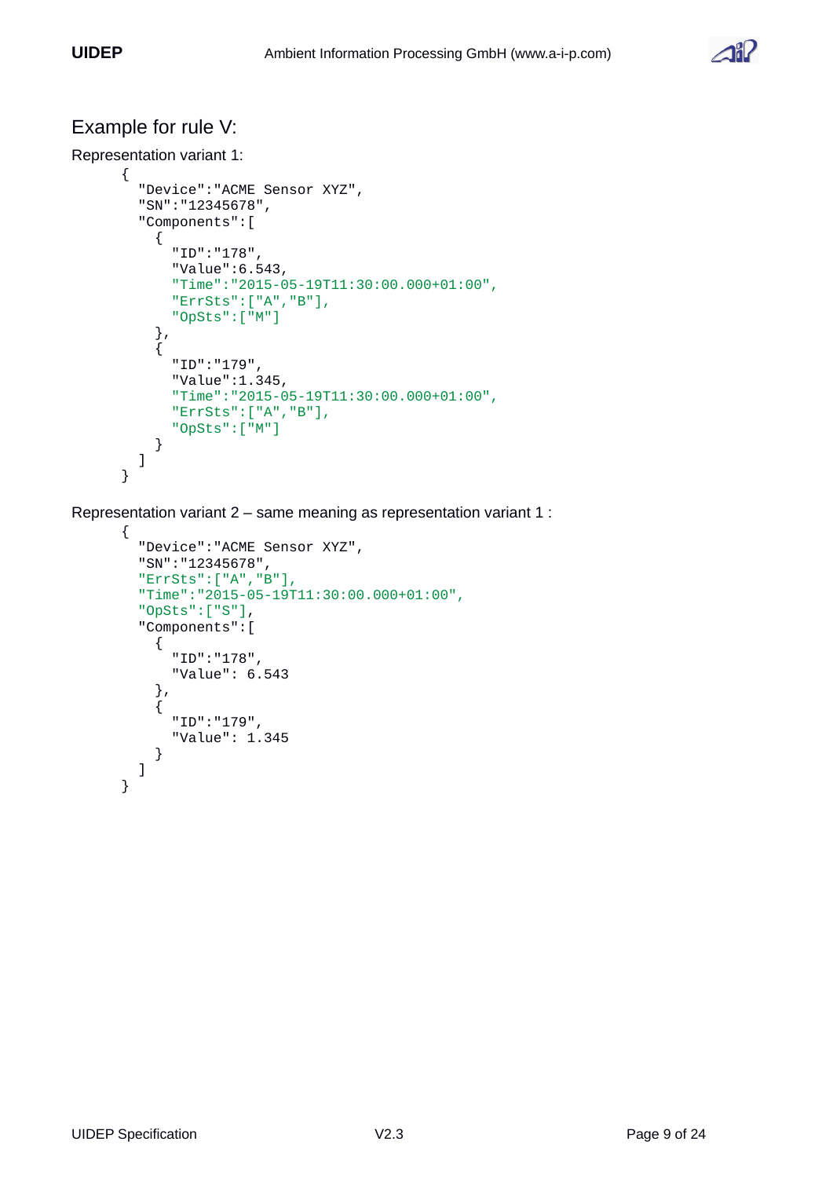## Example for rule V:

Representation variant 1:

```
{
  "Device":"ACME Sensor XYZ",
  "SN":"12345678",
  "Components":[
    {
      "ID":"178",
      "Value":6.543,
      "Time":"2015-05-19T11:30:00.000+01:00",
      "ErrSts":["A","B"],
      "OpSts":["M"]
    },
    {
      "ID":"179",
      "Value":1.345,
      "Time":"2015-05-19T11:30:00.000+01:00",
      "ErrSts":["A","B"],
      "OpSts":["M"]
    }
  ]
}
```

Representation variant 2 – same meaning as representation variant 1 :

```
{
  "Device":"ACME Sensor XYZ",
  "SN":"12345678",
  "ErrSts":["A","B"],
  "Time":"2015-05-19T11:30:00.000+01:00",
  "OpSts":["S"],
  "Components":[
    {
      "ID":"178",
      "Value": 6.543
    },
    {
      "ID":"179",
      "Value": 1.345
    }
  ]
}
```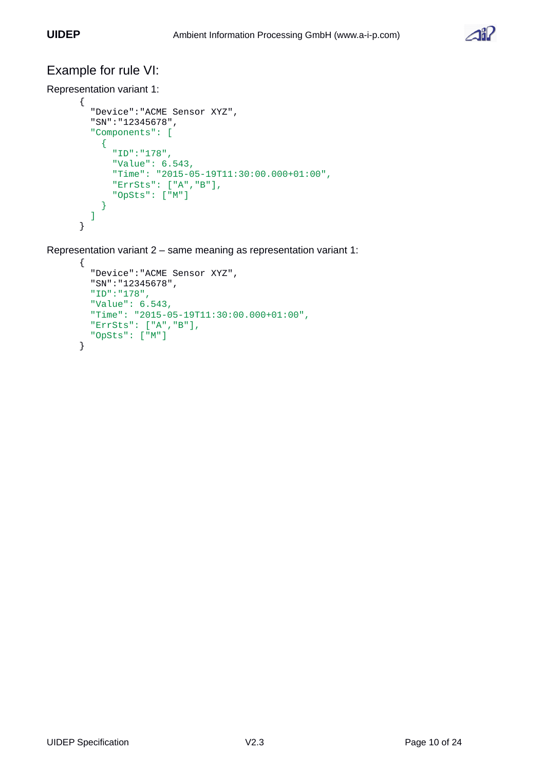## Example for rule VI:

Representation variant 1:

```
{
  "Device":"ACME Sensor XYZ",
  "SN":"12345678",
  "Components": [
    {
      "ID":"178",
      "Value": 6.543,
      "Time": "2015-05-19T11:30:00.000+01:00",
      "ErrSts": ["A","B"],
      "OpSts": ["M"]
    }
  ]
}
```

Representation variant 2 – same meaning as representation variant 1:

```
{
  "Device":"ACME Sensor XYZ",
  "SN":"12345678",
  "ID":"178",
  "Value": 6.543,
  "Time": "2015-05-19T11:30:00.000+01:00",
  "ErrSts": ["A","B"],
  "OpSts": ["M"]
}
```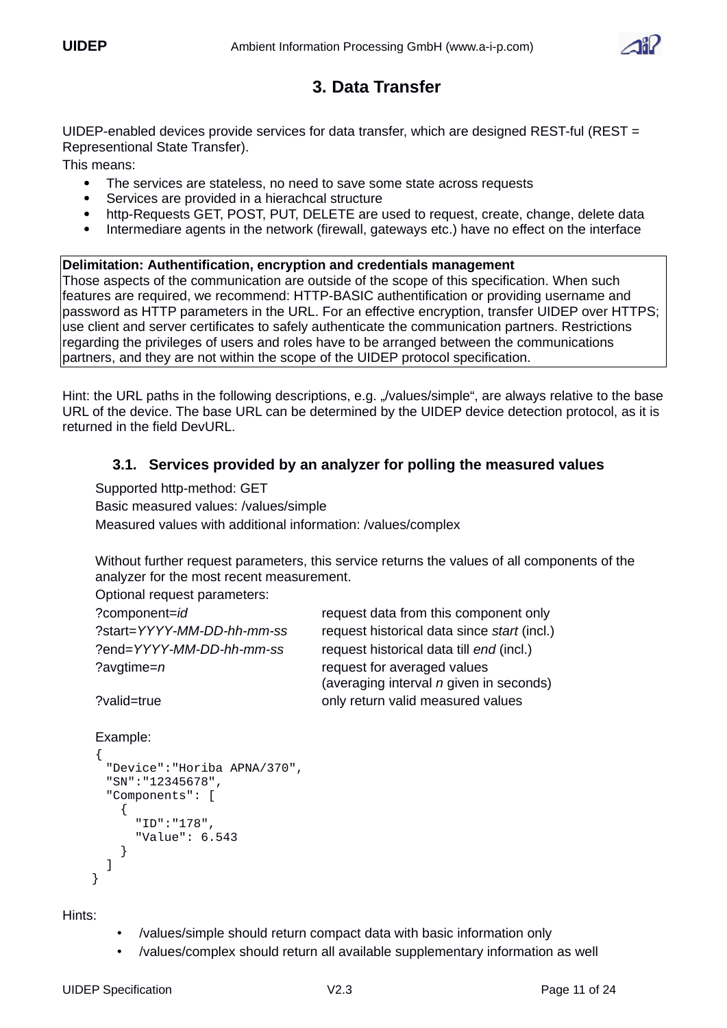# 3. Data Transfer

UIDEP-enabled devices provide services for data transfer, which are designed REST-ful (REST = Representional State Transfer).

This means:

- The services are stateless, no need to save some state across requests
- Services are provided in a hierachcal structure
- http-Requests GET, POST, PUT, DELETE are used to request, create, change, delete data
- Intermediare agents in the network (firewall, gateways etc.) have no effect on the interface

**Delimitation: Authentification, encryption and credentials management**
Those aspects of the communication are outside of the scope of this specification. When such features are required, we recommend: HTTP-BASIC authentification or providing username and password as HTTP parameters in the URL. For an effective encryption, transfer UIDEP over HTTPS; use client and server certificates to safely authenticate the communication partners. Restrictions regarding the privileges of users and roles have to be arranged between the communications partners, and they are not within the scope of the UIDEP protocol specification.

Hint: the URL paths in the following descriptions, e.g. „/values/simple“, are always relative to the base URL of the device. The base URL can be determined by the UIDEP device detection protocol, as it is returned in the field DevURL.

## 3.1. Services provided by an analyzer for polling the measured values

Supported http-method: GET
Basic measured values: /values/simple
Measured values with additional information: /values/complex

Without further request parameters, this service returns the values of all components of the analyzer for the most recent measurement.
Optional request parameters:

| | |
|---|---|
| ?component=*id* | request data from this component only |
| ?start=*YYYY-MM-DD-hh-mm-ss* | request historical data since *start* (incl.) |
| ?end=*YYYY-MM-DD-hh-mm-ss* | request historical data till *end* (incl.) |
| ?avgtime=*n* | request for averaged values (averaging interval *n* given in seconds) |
| ?valid=true | only return valid measured values |

Example:

```
{
  "Device":"Horiba APNA/370",
  "SN":"12345678",
  "Components": [
    {
      "ID":"178",
      "Value": 6.543
    }
  ]
}
```

Hints:

- /values/simple should return compact data with basic information only
- /values/complex should return all available supplementary information as well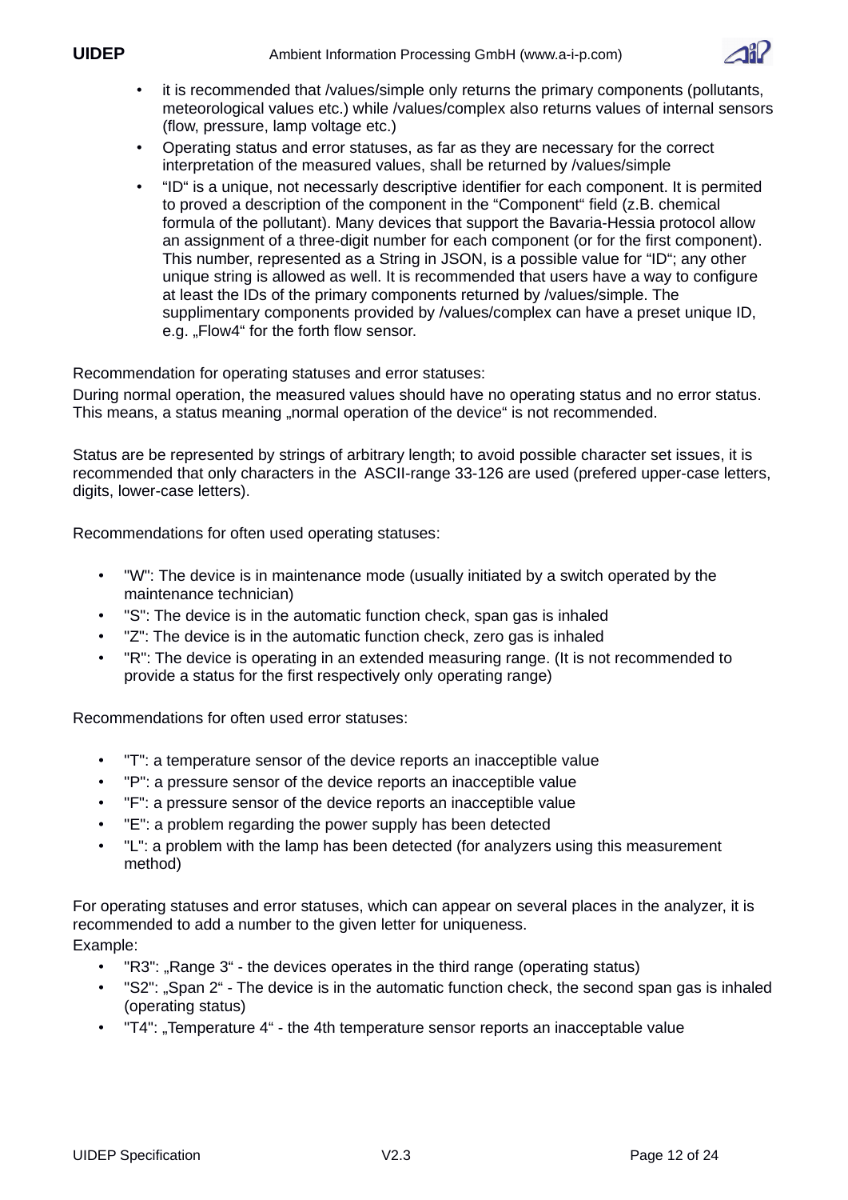- it is recommended that /values/simple only returns the primary components (pollutants, meteorological values etc.) while /values/complex also returns values of internal sensors (flow, pressure, lamp voltage etc.)
- Operating status and error statuses, as far as they are necessary for the correct interpretation of the measured values, shall be returned by /values/simple
- “ID“ is a unique, not necessarly descriptive identifier for each component. It is permited to proved a description of the component in the “Component“ field (z.B. chemical formula of the pollutant). Many devices that support the Bavaria-Hessia protocol allow an assignment of a three-digit number for each component (or for the first component). This number, represented as a String in JSON, is a possible value for “ID“; any other unique string is allowed as well. It is recommended that users have a way to configure at least the IDs of the primary components returned by /values/simple. The supplimentary components provided by /values/complex can have a preset unique ID, e.g. „Flow4“ for the forth flow sensor.

Recommendation for operating statuses and error statuses:

During normal operation, the measured values should have no operating status and no error status. This means, a status meaning „normal operation of the device“ is not recommended.

Status are be represented by strings of arbitrary length; to avoid possible character set issues, it is recommended that only characters in the ASCII-range 33-126 are used (prefered upper-case letters, digits, lower-case letters).

Recommendations for often used operating statuses:

- "W": The device is in maintenance mode (usually initiated by a switch operated by the maintenance technician)
- "S": The device is in the automatic function check, span gas is inhaled
- "Z": The device is in the automatic function check, zero gas is inhaled
- "R": The device is operating in an extended measuring range. (It is not recommended to provide a status for the first respectively only operating range)

Recommendations for often used error statuses:

- "T": a temperature sensor of the device reports an inacceptible value
- "P": a pressure sensor of the device reports an inacceptible value
- "F": a pressure sensor of the device reports an inacceptible value
- "E": a problem regarding the power supply has been detected
- "L": a problem with the lamp has been detected (for analyzers using this measurement method)

For operating statuses and error statuses, which can appear on several places in the analyzer, it is recommended to add a number to the given letter for uniqueness.
Example:

- "R3": „Range 3“ - the devices operates in the third range (operating status)
- "S2": „Span 2“ - The device is in the automatic function check, the second span gas is inhaled (operating status)
- "T4": „Temperature 4“ - the 4th temperature sensor reports an inacceptible value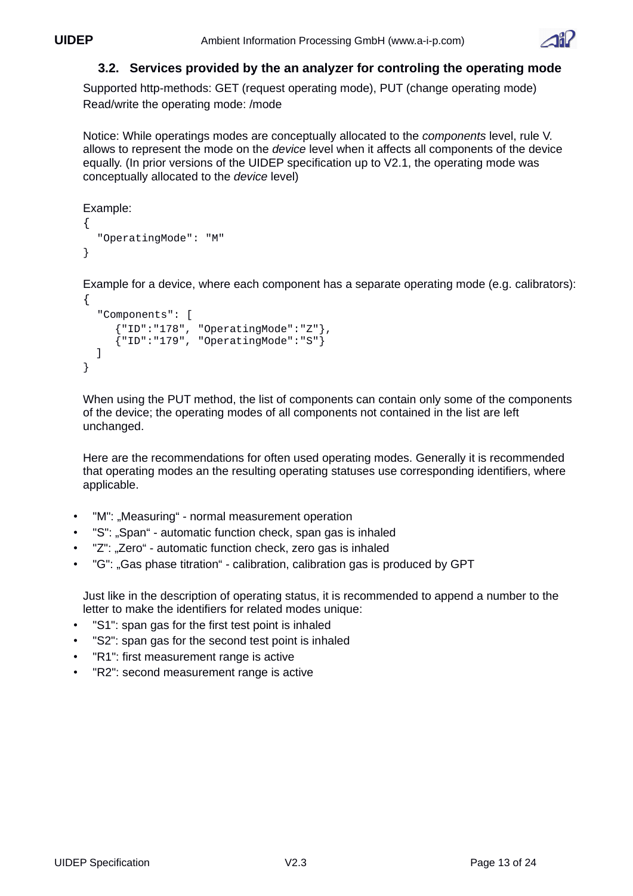### 3.2. Services provided by the an analyzer for controling the operating mode

Supported http-methods: GET (request operating mode), PUT (change operating mode)
Read/write the operating mode: /mode

Notice: While operatings modes are conceptually allocated to the *components* level, rule V. allows to represent the mode on the *device* level when it affects all components of the device equally. (In prior versions of the UIDEP specification up to V2.1, the operating mode was conceptually allocated to the *device* level)

Example:

```
{
  "OperatingMode": "M"
}
```

Example for a device, where each component has a separate operating mode (e.g. calibrators):

```
{
  "Components": [
     {"ID":"178", "OperatingMode":"Z"},
     {"ID":"179", "OperatingMode":"S"}
  ]
}
```

When using the PUT method, the list of components can contain only some of the components of the device; the operating modes of all components not contained in the list are left unchanged.

Here are the recommendations for often used operating modes. Generally it is recommended that operating modes an the resulting operating statuses use corresponding identifiers, where applicable.

- "M": „Measuring“ - normal measurement operation
- "S": „Span“ - automatic function check, span gas is inhaled
- "Z": „Zero“ - automatic function check, zero gas is inhaled
- "G": „Gas phase titration“ - calibration, calibration gas is produced by GPT

Just like in the description of operating status, it is recommended to append a number to the letter to make the identifiers for related modes unique:

- "S1": span gas for the first test point is inhaled
- "S2": span gas for the second test point is inhaled
- "R1": first measurement range is active
- "R2": second measurement range is active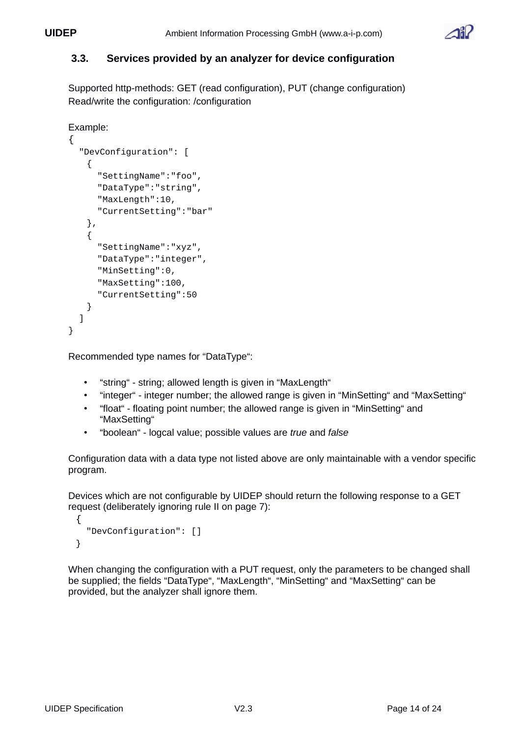### 3.3. Services provided by an analyzer for device configuration

Supported http-methods: GET (read configuration), PUT (change configuration)
Read/write the configuration: /configuration

Example:

```
{
  "DevConfiguration": [
    {
      "SettingName":"foo",
      "DataType":"string",
      "MaxLength":10,
      "CurrentSetting":"bar"
    },
    {
      "SettingName":"xyz",
      "DataType":"integer",
      "MinSetting":0,
      "MaxSetting":100,
      "CurrentSetting":50
    }
  ]
}
```

Recommended type names for “DataType“:

- “string“ - string; allowed length is given in “MaxLength“
- “integer“ - integer number; the allowed range is given in “MinSetting“ and “MaxSetting“
- “float“ - floating point number; the allowed range is given in “MinSetting“ and “MaxSetting“
- “boolean“ - logcal value; possible values are *true* and *false*

Configuration data with a data type not listed above are only maintainable with a vendor specific program.

Devices which are not configurable by UIDEP should return the following response to a GET request (deliberately ignoring rule II on page 7):

```
{
  "DevConfiguration": []
}
```

When changing the configuration with a PUT request, only the parameters to be changed shall be supplied; the fields “DataType“, “MaxLength“, “MinSetting“ and “MaxSetting“ can be provided, but the analyzer shall ignore them.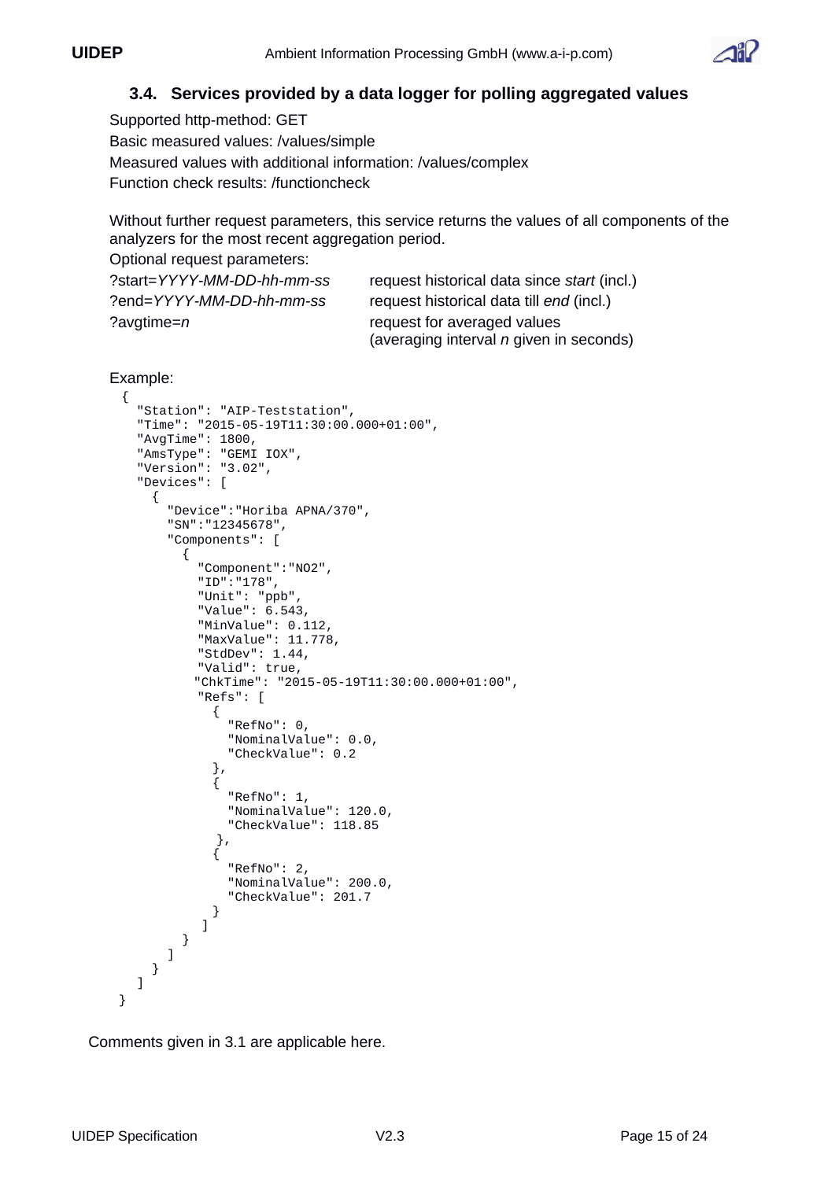### 3.4. Services provided by a data logger for polling aggregated values

Supported http-method: GET

Basic measured values: /values/simple

Measured values with additional information: /values/complex

Function check results: /functioncheck

Without further request parameters, this service returns the values of all components of the analyzers for the most recent aggregation period.

Optional request parameters:

| | |
|---|---|
| ?start=*YYYY-MM-DD-hh-mm-ss* | request historical data since *start* (incl.) |
| ?end=*YYYY-MM-DD-hh-mm-ss* | request historical data till *end* (incl.) |
| ?avgtime=*n* | request for averaged values (averaging interval *n* given in seconds) |

Example:

```
{
  "Station": "AIP-Teststation",
  "Time": "2015-05-19T11:30:00.000+01:00",
  "AvgTime": 1800,
  "AmsType": "GEMI IOX",
  "Version": "3.02",
  "Devices": [
    {
      "Device":"Horiba APNA/370",
      "SN":"12345678",
      "Components": [
        {
          "Component":"NO2",
          "ID":"178",
          "Unit": "ppb",
          "Value": 6.543,
          "MinValue": 0.112,
          "MaxValue": 11.778,
          "StdDev": 1.44,
          "Valid": true,
          "ChkTime": "2015-05-19T11:30:00.000+01:00",
          "Refs": [
            {
              "RefNo": 0,
              "NominalValue": 0.0,
              "CheckValue": 0.2
            },
            {
              "RefNo": 1,
              "NominalValue": 120.0,
              "CheckValue": 118.85
            },
            {
              "RefNo": 2,
              "NominalValue": 200.0,
              "CheckValue": 201.7
            }
          ]
        }
      ]
    }
  ]
}
```

Comments given in 3.1 are applicable here.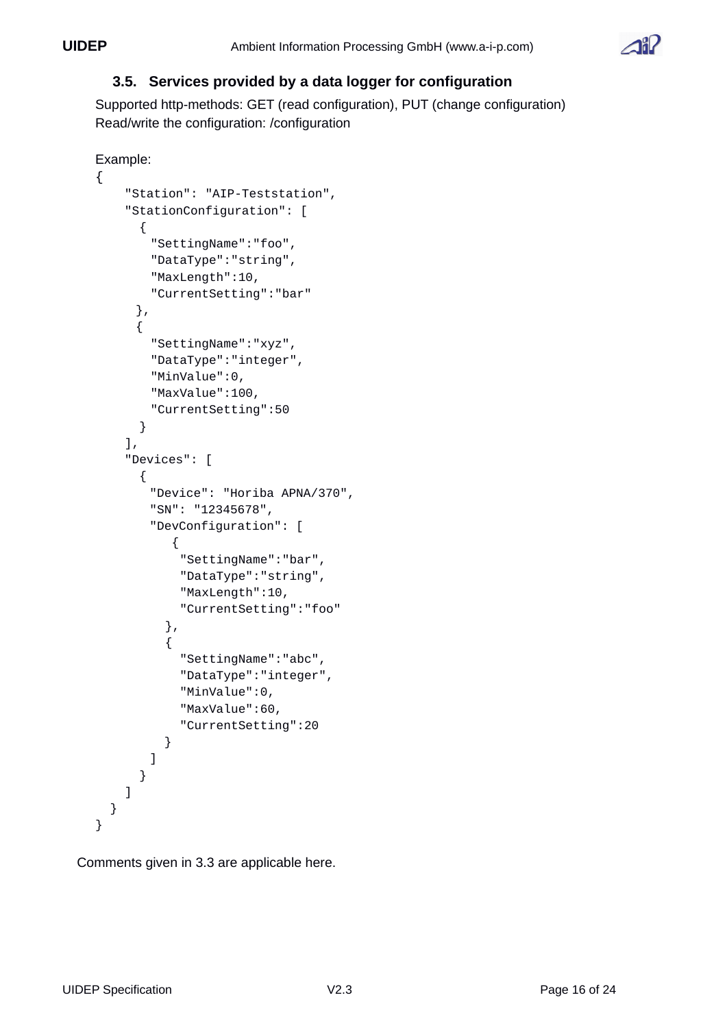### 3.5. Services provided by a data logger for configuration

Supported http-methods: GET (read configuration), PUT (change configuration)
Read/write the configuration: /configuration

Example:

```
{
    "Station": "AIP-Teststation",
    "StationConfiguration": [
      {
        "SettingName":"foo",
        "DataType":"string",
        "MaxLength":10,
        "CurrentSetting":"bar"
      },
      {
        "SettingName":"xyz",
        "DataType":"integer",
        "MinValue":0,
        "MaxValue":100,
        "CurrentSetting":50
      }
    ],
    "Devices": [
      {
        "Device": "Horiba APNA/370",
        "SN": "12345678",
        "DevConfiguration": [
            {
             "SettingName":"bar",
             "DataType":"string",
             "MaxLength":10,
             "CurrentSetting":"foo"
           },
           {
             "SettingName":"abc",
             "DataType":"integer",
             "MinValue":0,
             "MaxValue":60,
             "CurrentSetting":20
           }
         ]
      }
    ]
  }
}
```

Comments given in 3.3 are applicable here.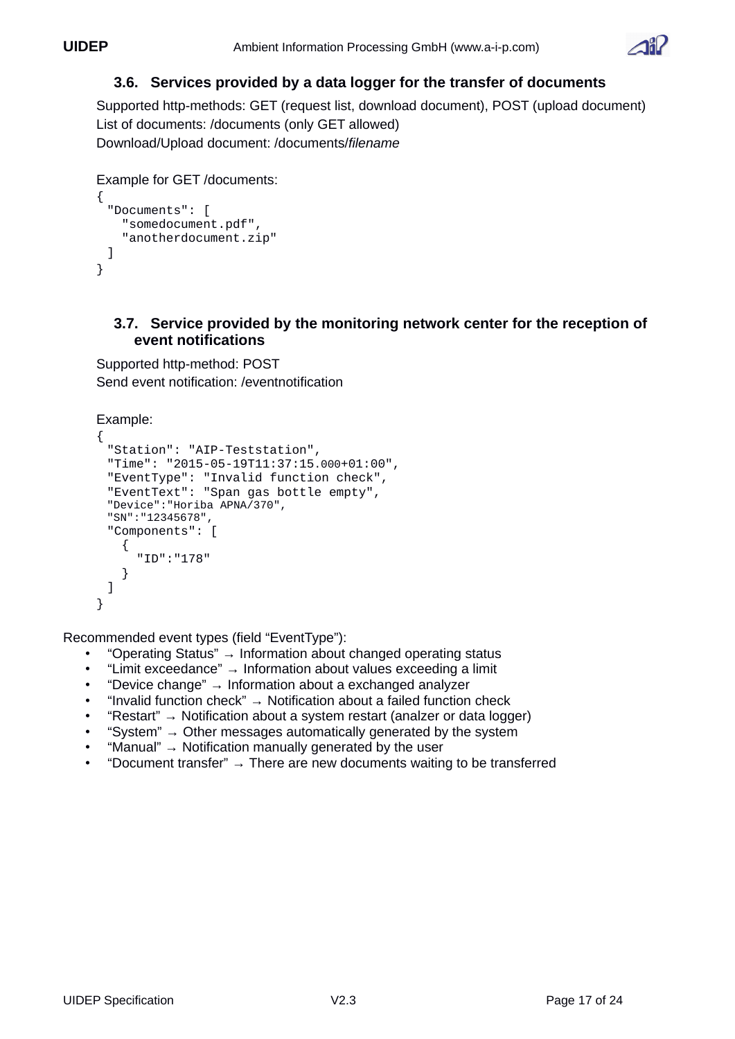### 3.6. Services provided by a data logger for the transfer of documents

Supported http-methods: GET (request list, download document), POST (upload document)
List of documents: /documents (only GET allowed)
Download/Upload document: /documents/*filename*

Example for GET /documents:

```
{
  "Documents": [
    "somedocument.pdf",
    "anotherdocument.zip"
  ]
}
```

### 3.7. Service provided by the monitoring network center for the reception of event notifications

Supported http-method: POST
Send event notification: /eventnotification

Example:

```
{
  "Station": "AIP-Teststation",
  "Time": "2015-05-19T11:37:15.000+01:00",
  "EventType": "Invalid function check",
  "EventText": "Span gas bottle empty",
  "Device":"Horiba APNA/370",
  "SN":"12345678",
  "Components": [
    {
      "ID":"178"
    }
  ]
}
```

Recommended event types (field “EventType”):

- “Operating Status” → Information about changed operating status
- “Limit exceedance” → Information about values exceeding a limit
- “Device change” → Information about a exchanged analyzer
- “Invalid function check” → Notification about a failed function check
- “Restart” → Notification about a system restart (analzer or data logger)
- “System” → Other messages automatically generated by the system
- “Manual” → Notification manually generated by the user
- “Document transfer” → There are new documents waiting to be transferred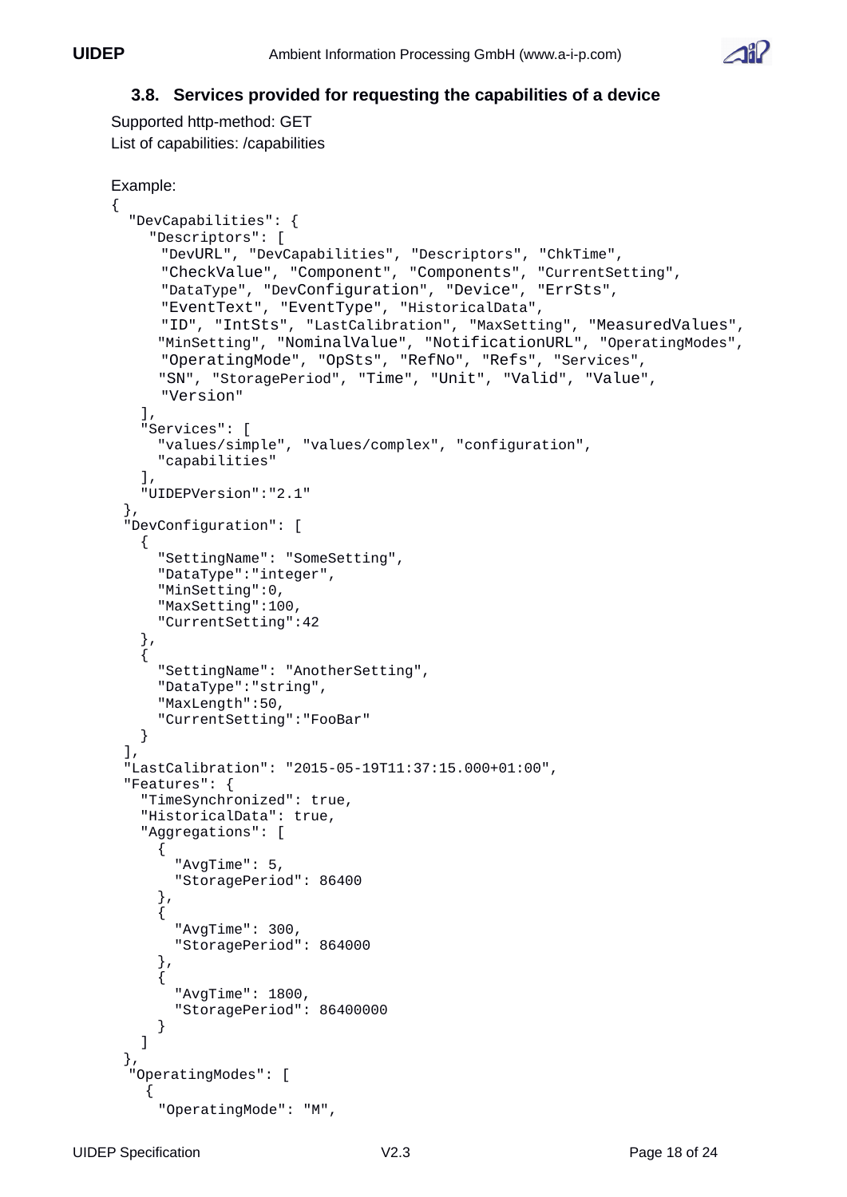### 3.8. Services provided for requesting the capabilities of a device

Supported http-method: GET

List of capabilities: /capabilities

Example:

```
{
  "DevCapabilities": {
    "Descriptors": [
      "DevURL", "DevCapabilities", "Descriptors", "ChkTime",
      "CheckValue", "Component", "Components", "CurrentSetting",
      "DataType", "DevConfiguration", "Device", "ErrSts",
      "EventText", "EventType", "HistoricalData",
      "ID", "IntSts", "LastCalibration", "MaxSetting", "MeasuredValues",
      "MinSetting", "NominalValue", "NotificationURL", "OperatingModes",
      "OperatingMode", "OpSts", "RefNo", "Refs", "Services",
      "SN", "StoragePeriod", "Time", "Unit", "Valid", "Value",
      "Version"
    ],
    "Services": [
      "values/simple", "values/complex", "configuration",
      "capabilities"
    ],
    "UIDEPVersion":"2.1"
  },
  "DevConfiguration": [
    {
      "SettingName": "SomeSetting",
      "DataType":"integer",
      "MinSetting":0,
      "MaxSetting":100,
      "CurrentSetting":42
    },
    {
      "SettingName": "AnotherSetting",
      "DataType":"string",
      "MaxLength":50,
      "CurrentSetting":"FooBar"
    }
  ],
  "LastCalibration": "2015-05-19T11:37:15.000+01:00",
  "Features": {
    "TimeSynchronized": true,
    "HistoricalData": true,
    "Aggregations": [
      {
        "AvgTime": 5,
        "StoragePeriod": 86400
      },
      {
        "AvgTime": 300,
        "StoragePeriod": 864000
      },
      {
        "AvgTime": 1800,
        "StoragePeriod": 86400000
      }
    ]
  },
  "OperatingModes": [
    {
      "OperatingMode": "M",
```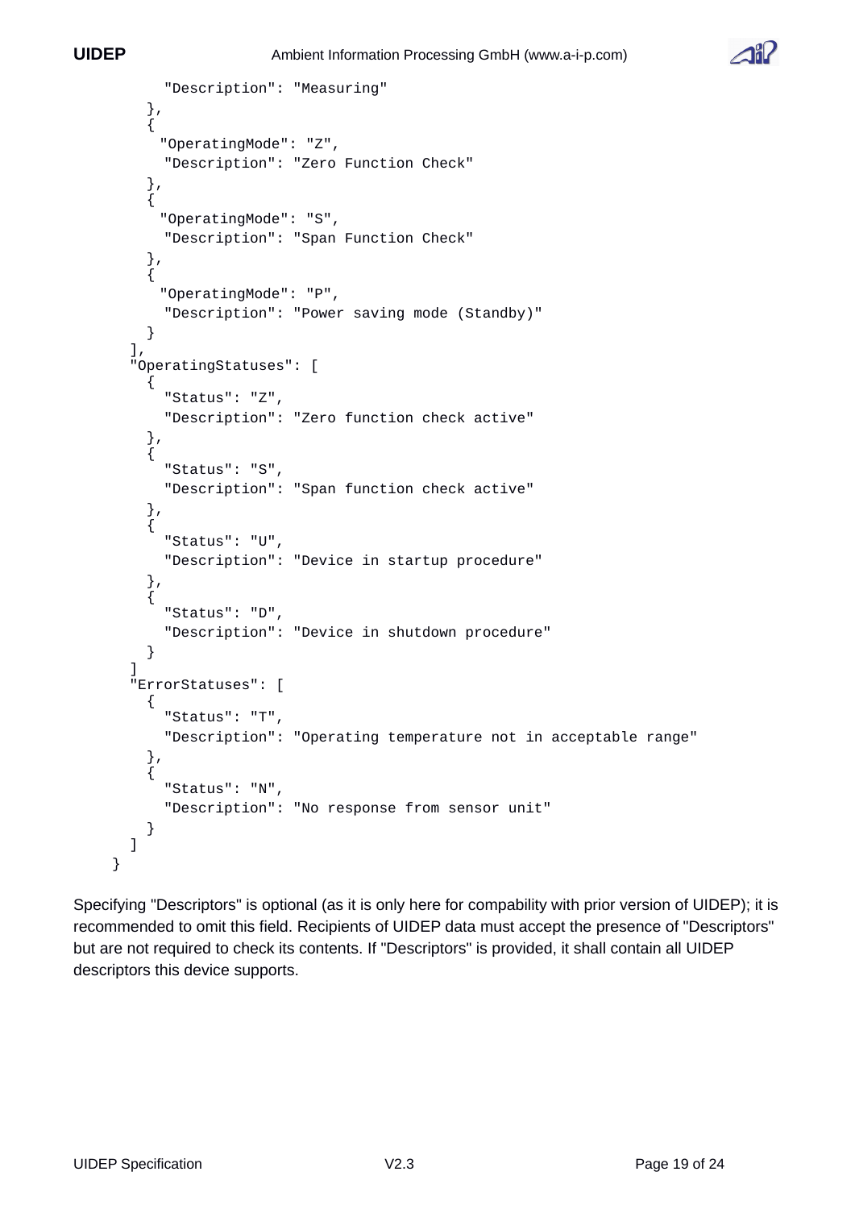```
          "Description": "Measuring"
        },
        {
          "OperatingMode": "Z",
          "Description": "Zero Function Check"
        },
        {
          "OperatingMode": "S",
          "Description": "Span Function Check"
        },
        {
          "OperatingMode": "P",
          "Description": "Power saving mode (Standby)"
        }
      ],
      "OperatingStatuses": [
        {
          "Status": "Z",
          "Description": "Zero function check active"
        },
        {
          "Status": "S",
          "Description": "Span function check active"
        },
        {
          "Status": "U",
          "Description": "Device in startup procedure"
        },
        {
          "Status": "D",
          "Description": "Device in shutdown procedure"
        }
      ]
      "ErrorStatuses": [
        {
          "Status": "T",
          "Description": "Operating temperature not in acceptable range"
        },
        {
          "Status": "N",
          "Description": "No response from sensor unit"
        }
      ]
    }
```

Specifying "Descriptors" is optional (as it is only here for compability with prior version of UIDEP); it is recommended to omit this field. Recipients of UIDEP data must accept the presence of "Descriptors" but are not required to check its contents. If "Descriptors" is provided, it shall contain all UIDEP descriptors this device supports.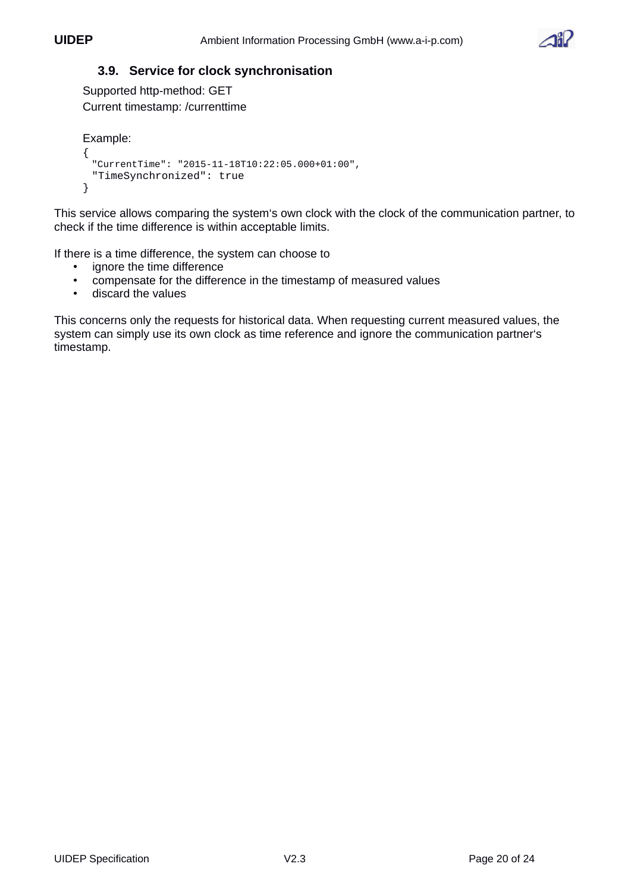### 3.9. Service for clock synchronisation

Supported http-method: GET

Current timestamp: /currenttime

Example:

```
{
  "CurrentTime": "2015-11-18T10:22:05.000+01:00",
  "TimeSynchronized": true
}
```

This service allows comparing the system‘s own clock with the clock of the communication partner, to check if the time difference is within acceptable limits.

If there is a time difference, the system can choose to

- ignore the time difference
- compensate for the difference in the timestamp of measured values
- discard the values

This concerns only the requests for historical data. When requesting current measured values, the system can simply use its own clock as time reference and ignore the communication partner‘s timestamp.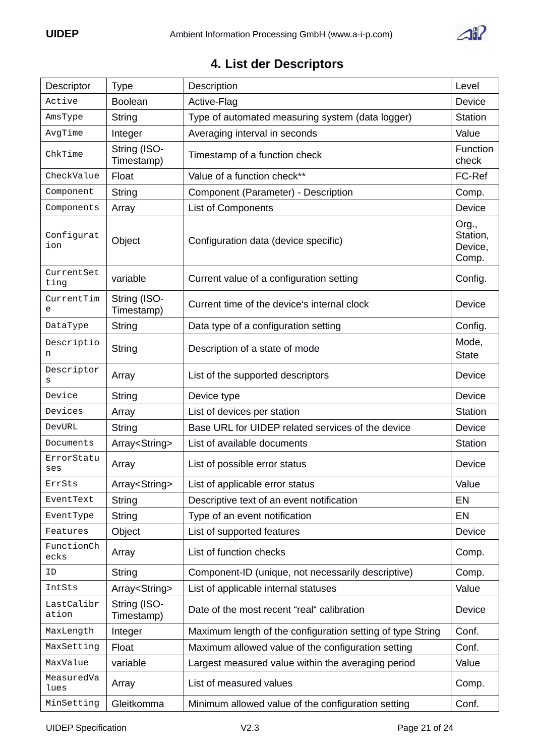## 4. List der Descriptors

| Descriptor | Type | Description | Level |
|---|---|---|---|
| `Active` | Boolean | Active-Flag | Device |
| `AmsType` | String | Type of automated measuring system (data logger) | Station |
| `AvgTime` | Integer | Averaging interval in seconds | Value |
| `ChkTime` | String (ISO-Timestamp) | Timestamp of a function check | Function check |
| `CheckValue` | Float | Value of a function check** | FC-Ref |
| `Component` | String | Component (Parameter) - Description | Comp. |
| `Components` | Array | List of Components | Device |
| `Configuration` | Object | Configuration data (device specific) | Org., Station, Device, Comp. |
| `CurrentSetting` | variable | Current value of a configuration setting | Config. |
| `CurrentTime` | String (ISO-Timestamp) | Current time of the device‘s internal clock | Device |
| `DataType` | String | Data type of a configuration setting | Config. |
| `Description` | String | Description of a state of mode | Mode, State |
| `Descriptors` | Array | List of the supported descriptors | Device |
| `Device` | String | Device type | Device |
| `Devices` | Array | List of devices per station | Station |
| `DevURL` | String | Base URL for UIDEP related services of the device | Device |
| `Documents` | Array<String> | List of available documents | Station |
| `ErrorStatuses` | Array | List of possible error status | Device |
| `ErrSts` | Array<String> | List of applicable error status | Value |
| `EventText` | String | Descriptive text of an event notification | EN |
| `EventType` | String | Type of an event notification | EN |
| `Features` | Object | List of supported features | Device |
| `FunctionChecks` | Array | List of function checks | Comp. |
| `ID` | String | Component-ID (unique, not necessarily descriptive) | Comp. |
| `IntSts` | Array<String> | List of applicable internal statuses | Value |
| `LastCalibration` | String (ISO-Timestamp) | Date of the most recent “real“ calibration | Device |
| `MaxLength` | Integer | Maximum length of the configuration setting of type String | Conf. |
| `MaxSetting` | Float | Maximum allowed value of the configuration setting | Conf. |
| `MaxValue` | variable | Largest measured value within the averaging period | Value |
| `MeasuredValues` | Array | List of measured values | Comp. |
| `MinSetting` | Gleitkomma | Minimum allowed value of the configuration setting | Conf. |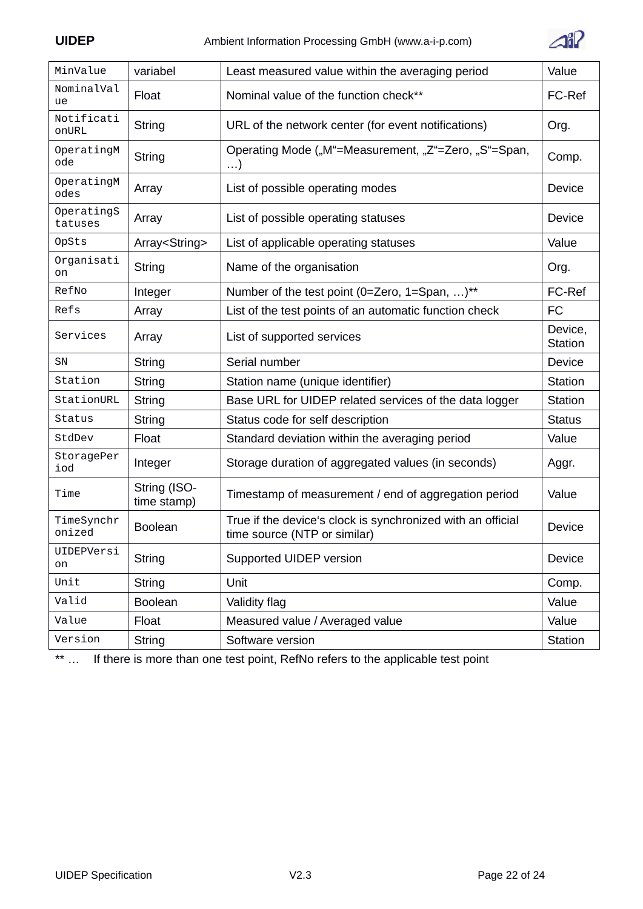| MinValue | variabel | Least measured value within the averaging period | Value |
|---|---|---|---|
| NominalValue | Float | Nominal value of the function check** | FC-Ref |
| NotificationURL | String | URL of the network center (for event notifications) | Org. |
| OperatingMode | String | Operating Mode („M“=Measurement, „Z“=Zero, „S“=Span, …) | Comp. |
| OperatingModes | Array | List of possible operating modes | Device |
| OperatingStatuses | Array | List of possible operating statuses | Device |
| OpSts | Array<String> | List of applicable operating statuses | Value |
| Organisation | String | Name of the organisation | Org. |
| RefNo | Integer | Number of the test point (0=Zero, 1=Span, …)** | FC-Ref |
| Refs | Array | List of the test points of an automatic function check | FC |
| Services | Array | List of supported services | Device, Station |
| SN | String | Serial number | Device |
| Station | String | Station name (unique identifier) | Station |
| StationURL | String | Base URL for UIDEP related services of the data logger | Station |
| Status | String | Status code for self description | Status |
| StdDev | Float | Standard deviation within the averaging period | Value |
| StoragePeriod | Integer | Storage duration of aggregated values (in seconds) | Aggr. |
| Time | String (ISO-time stamp) | Timestamp of measurement / end of aggregation period | Value |
| TimeSynchronized | Boolean | True if the device‘s clock is synchronized with an official time source (NTP or similar) | Device |
| UIDEPVersion | String | Supported UIDEP version | Device |
| Unit | String | Unit | Comp. |
| Valid | Boolean | Validity flag | Value |
| Value | Float | Measured value / Averaged value | Value |
| Version | String | Software version | Station |

** … If there is more than one test point, RefNo refers to the applicable test point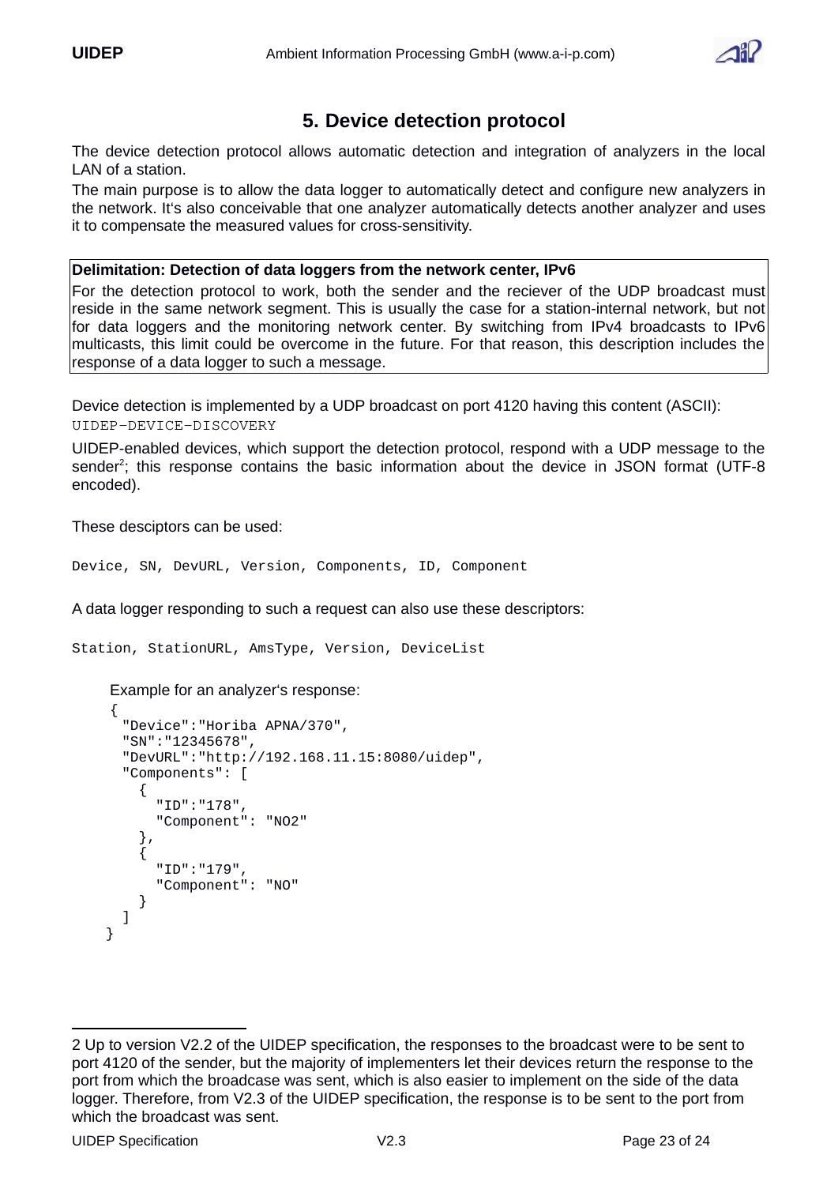# 5. Device detection protocol

The device detection protocol allows automatic detection and integration of analyzers in the local LAN of a station.

The main purpose is to allow the data logger to automatically detect and configure new analyzers in the network. It's also conceivable that one analyzer automatically detects another analyzer and uses it to compensate the measured values for cross-sensitivity.

| **Delimitation: Detection of data loggers from the network center, IPv6** |
| --- |
| For the detection protocol to work, both the sender and the reciever of the UDP broadcast must reside in the same network segment. This is usually the case for a station-internal network, but not for data loggers and the monitoring network center. By switching from IPv4 broadcasts to IPv6 multicasts, this limit could be overcome in the future. For that reason, this description includes the response of a data logger to such a message. |

Device detection is implemented by a UDP broadcast on port 4120 having this content (ASCII):

`UIDEP-DEVICE-DISCOVERY`

UIDEP-enabled devices, which support the detection protocol, respond with a UDP message to the sender[2]; this response contains the basic information about the device in JSON format (UTF-8 encoded).

These desciptors can be used:

```
Device, SN, DevURL, Version, Components, ID, Component
```

A data logger responding to such a request can also use these descriptors:

```
Station, StationURL, AmsType, Version, DeviceList
```

Example for an analyzer's response:

```
{
  "Device":"Horiba APNA/370",
  "SN":"12345678",
  "DevURL":"http://192.168.11.15:8080/uidep",
  "Components": [
    {
      "ID":"178",
      "Component": "NO2"
    },
    {
      "ID":"179",
      "Component": "NO"
    }
  ]
}
```

---

2 Up to version V2.2 of the UIDEP specification, the responses to the broadcast were to be sent to port 4120 of the sender, but the majority of implementers let their devices return the response to the port from which the broadcase was sent, which is also easier to implement on the side of the data logger. Therefore, from V2.3 of the UIDEP specification, the response is to be sent to the port from which the broadcast was sent.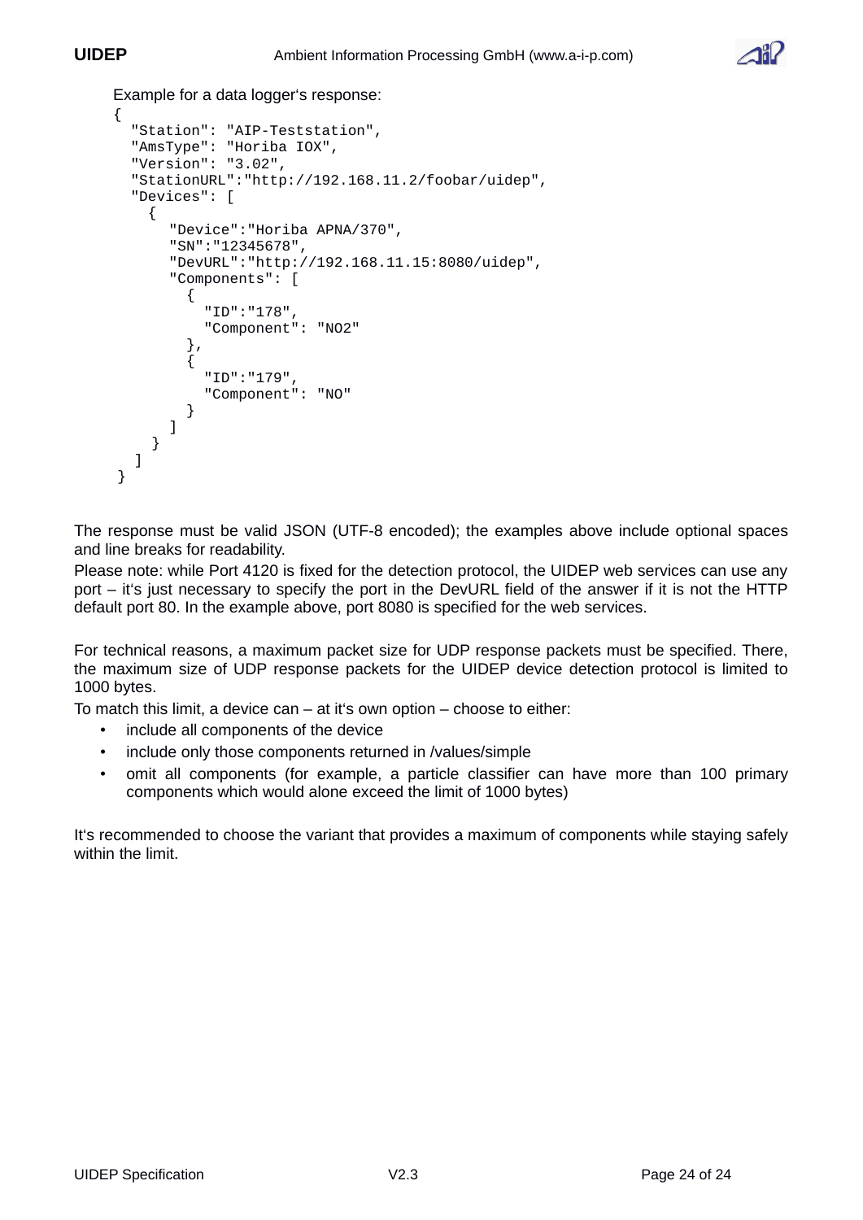Example for a data logger's response:

```
{
  "Station": "AIP-Teststation",
  "AmsType": "Horiba IOX",
  "Version": "3.02",
  "StationURL":"http://192.168.11.2/foobar/uidep",
  "Devices": [
    {
      "Device":"Horiba APNA/370",
      "SN":"12345678",
      "DevURL":"http://192.168.11.15:8080/uidep",
      "Components": [
        {
          "ID":"178",
          "Component": "NO2"
        },
        {
          "ID":"179",
          "Component": "NO"
        }
      ]
    }
  ]
}
```

The response must be valid JSON (UTF-8 encoded); the examples above include optional spaces and line breaks for readability.

Please note: while Port 4120 is fixed for the detection protocol, the UIDEP web services can use any port – it's just necessary to specify the port in the DevURL field of the answer if it is not the HTTP default port 80. In the example above, port 8080 is specified for the web services.

For technical reasons, a maximum packet size for UDP response packets must be specified. There, the maximum size of UDP response packets for the UIDEP device detection protocol is limited to 1000 bytes.

To match this limit, a device can – at it's own option – choose to either:

- include all components of the device
- include only those components returned in /values/simple
- omit all components (for example, a particle classifier can have more than 100 primary components which would alone exceed the limit of 1000 bytes)

It's recommended to choose the variant that provides a maximum of components while staying safely within the limit.